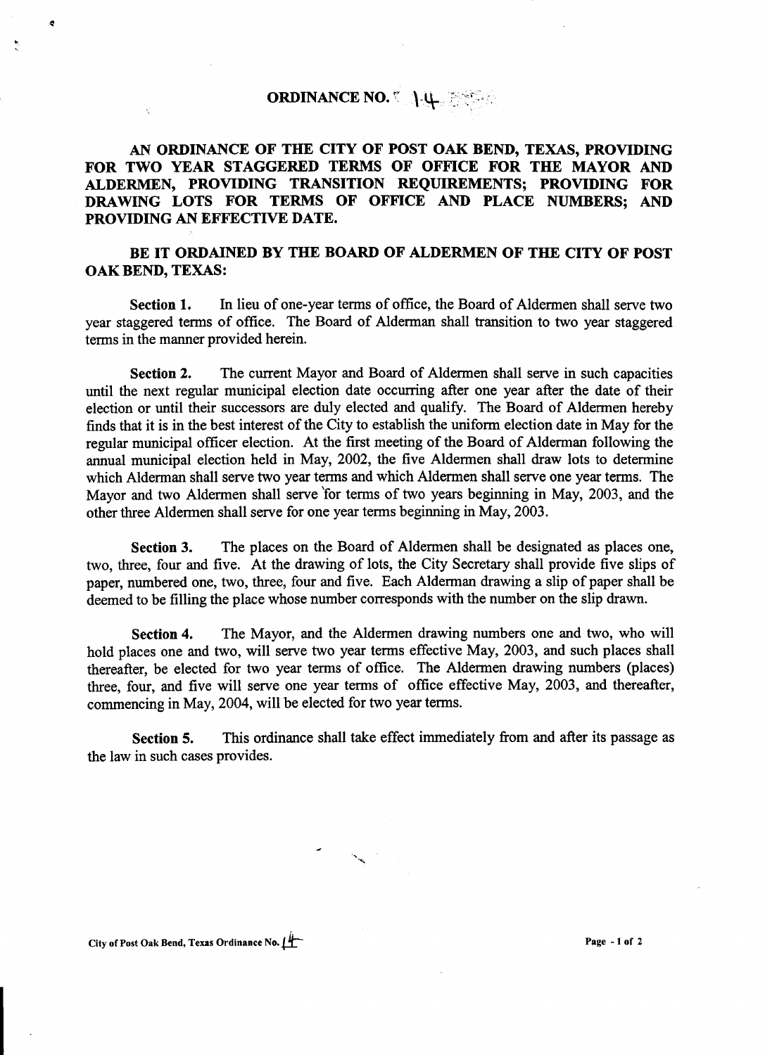# ORDINANCE NO. 14

**AN ORDINANCE OF THE CITY OF POST OAK BEND, TEXAS, PROVIDING FOR TWO YEAR STAGGERED TERMS OF OFFICE FOR THE MAYOR AND ALDERMEN, PROVIDING TRANSITION REQUIREMENTS; PROVIDING FOR DRAWING LOTS FOR TERMS OF OFFICE AND PLACE NUMBERS; AND PROVIDING AN EFFECTIVE DATE.**

**BE IT ORDAINED BY THE BOARD OF ALDERMEN OF THE CITY OF POST OAK BEND, TEXAS:**

**Section 1.** In lieu of one-year terms of office, the Board of Aldermen shall serve two year staggered terms of office. The Board of Alderman shall transition to two year staggered terms in the manner provided herein.

**Section 2.** The current Mayor and Board of Aldermen shall serve in such capacities until the next regular municipal election date occurring after one year after the date of their election or until their successors are duly elected and qualify. The Board of Aldermen hereby finds that it is in the best interest of the City to establish the uniform election date in May for the regular municipal officer election. At the first meeting of the Board of Alderman following the annual municipal election held in May, 2002, the five Aldermen shall draw lots to determine which Alderman shall serve two year terms and which Aldermen shall serve one year terms. The Mayor and two Aldermen shall serve for terms of two years beginning in May, 2003, and the other three Aldermen shall serve for one year terms beginning in May, 2003.

**Section 3.** The places on the Board of Aldermen shall be designated as places one, two, three, four and five. At the drawing of lots, the City Secretary shall provide five slips of paper, numbered one, two, three, four and five. Each Alderman drawing a slip of paper shall be deemed to be filling the place whose number corresponds with the number on the slip drawn.

**Section 4.** The Mayor, and the Aldermen drawing numbers one and two, who will hold places one and two, will serve two year terms effective May, 2003, and such places shall thereafter, be elected for two year terms of office. The Aldermen drawing numbers (places) three, four, and five will serve one year terms of office effective May, 2003, and thereafter, commencing in May, 2004, will be elected for two year terms.

**Section 5.** This ordinance shall take effect immediately from and after its passage as the law in such cases provides.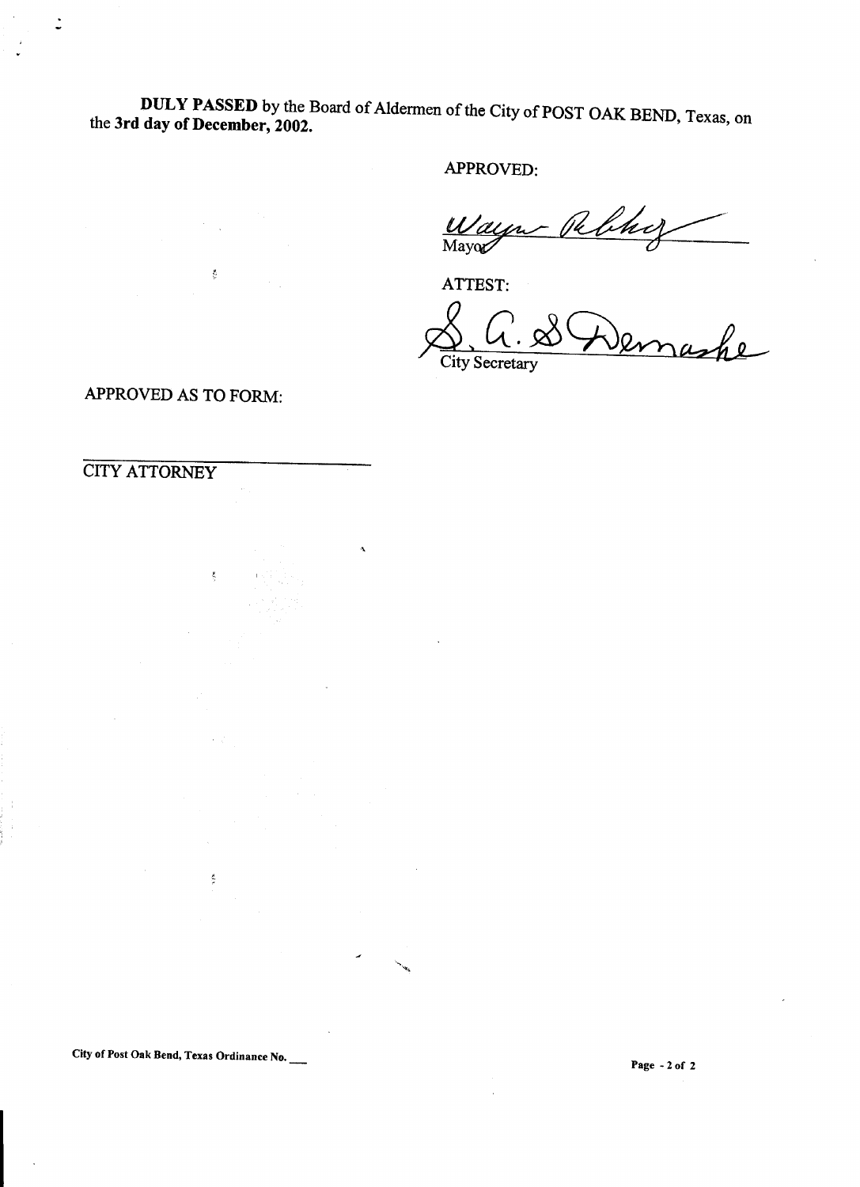**DULY PASSED** by the Board of Aldermen of the City of POST OAK BEND, Texas, on the **3rd day of December, 2002.**

APPROVED:

Wayne Rebhey

Mayor

ATTEST:

S. A. S Demashe

City Secretary

APPROVED AS TO FORM:

_____________________________

CITY ATTORNEY

City of Post Oak Bend, Texas Ordinance No. ___